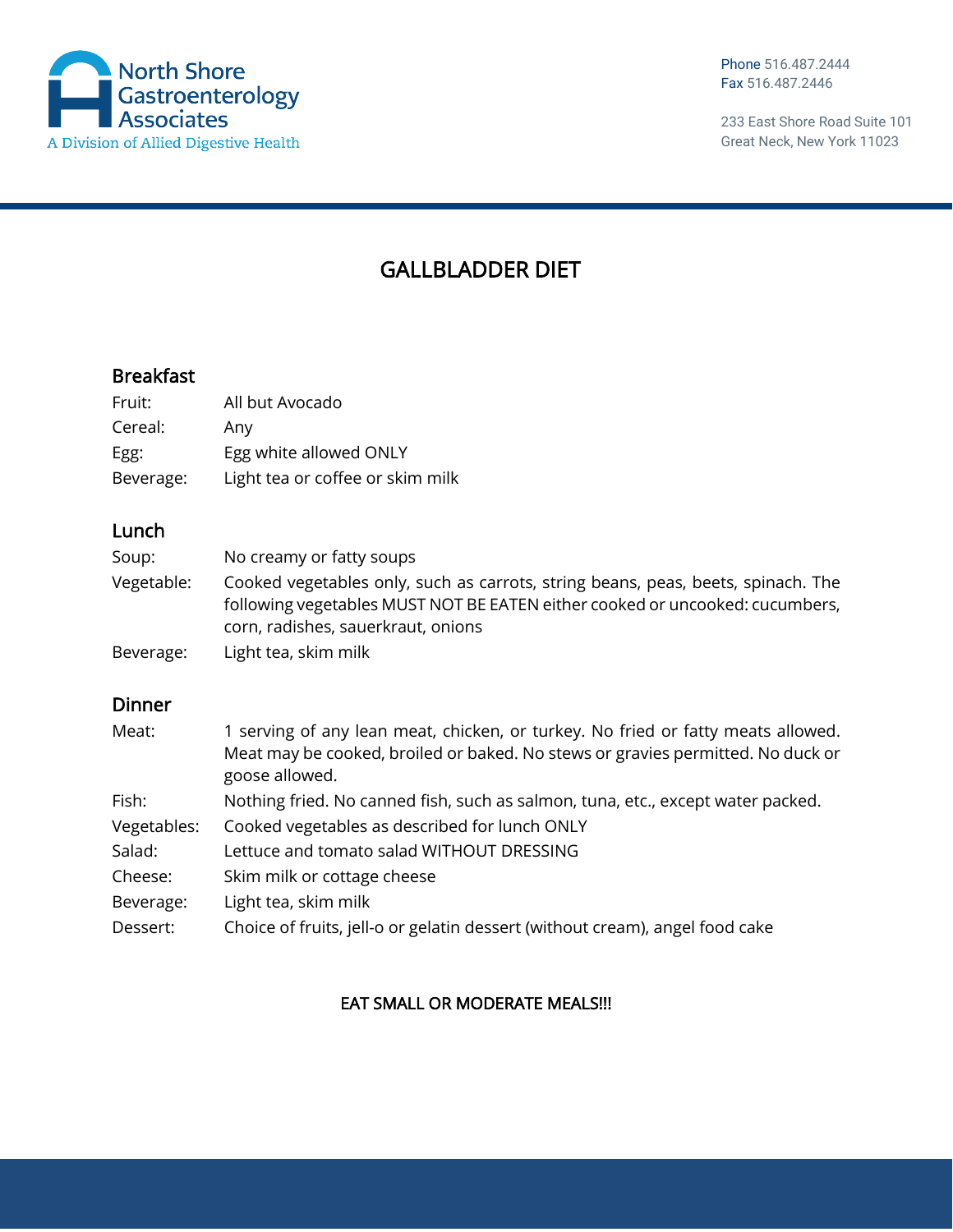North Shore Gastroenterology Associates
A Division of Allied Digestive Health

Phone 516.487.2444
Fax 516.487.2446

233 East Shore Road Suite 101
Great Neck, New York 11023

# GALLBLADDER DIET

## Breakfast

| | |
|---|---|
| Fruit: | All but Avocado |
| Cereal: | Any |
| Egg: | Egg white allowed ONLY |
| Beverage: | Light tea or coffee or skim milk |

## Lunch

| | |
|---|---|
| Soup: | No creamy or fatty soups |
| Vegetable: | Cooked vegetables only, such as carrots, string beans, peas, beets, spinach. The following vegetables MUST NOT BE EATEN either cooked or uncooked: cucumbers, corn, radishes, sauerkraut, onions |
| Beverage: | Light tea, skim milk |

## Dinner

| | |
|---|---|
| Meat: | 1 serving of any lean meat, chicken, or turkey. No fried or fatty meats allowed. Meat may be cooked, broiled or baked. No stews or gravies permitted. No duck or goose allowed. |
| Fish: | Nothing fried. No canned fish, such as salmon, tuna, etc., except water packed. |
| Vegetables: | Cooked vegetables as described for lunch ONLY |
| Salad: | Lettuce and tomato salad WITHOUT DRESSING |
| Cheese: | Skim milk or cottage cheese |
| Beverage: | Light tea, skim milk |
| Dessert: | Choice of fruits, jell-o or gelatin dessert (without cream), angel food cake |

**EAT SMALL OR MODERATE MEALS!!!**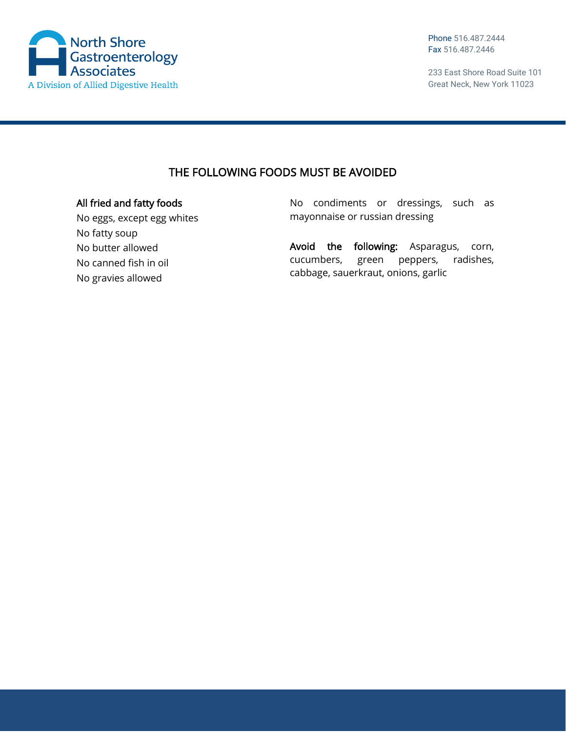North Shore Gastroenterology Associates
A Division of Allied Digestive Health

Phone 516.487.2444
Fax 516.487.2446

233 East Shore Road Suite 101
Great Neck, New York 11023

## THE FOLLOWING FOODS MUST BE AVOIDED

All fried and fatty foods

No eggs, except egg whites

No fatty soup

No butter allowed

No canned fish in oil

No gravies allowed

No condiments or dressings, such as mayonnaise or russian dressing

**Avoid the following:** Asparagus, corn, cucumbers, green peppers, radishes, cabbage, sauerkraut, onions, garlic